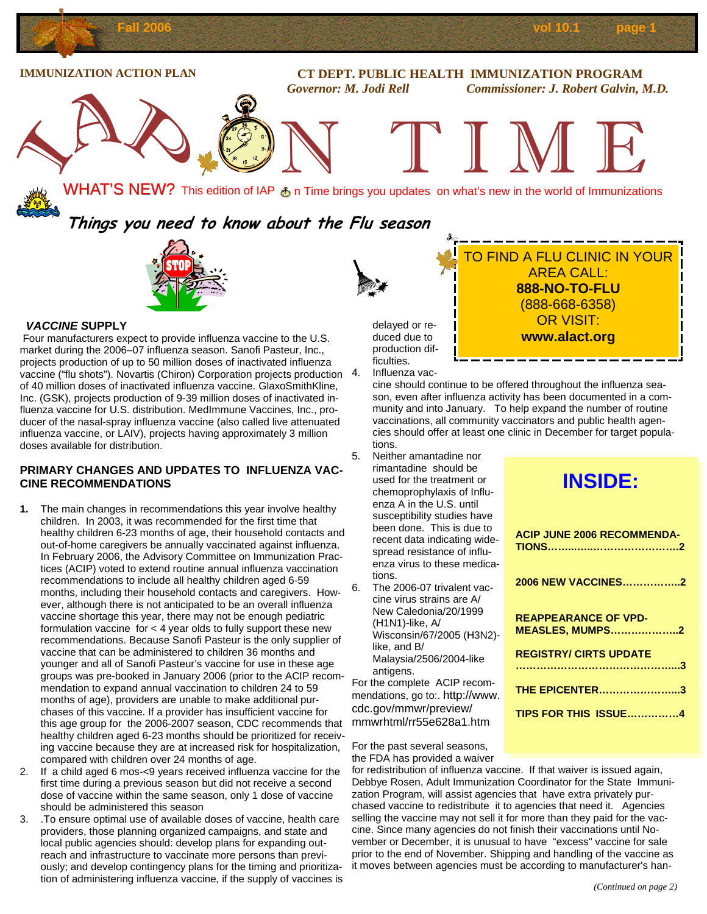IMMUNIZATION ACTION PLAN

**CT DEPT. PUBLIC HEALTH IMMUNIZATION PROGRAM**

*Governor: M. Jodi Rell* *Commissioner: J. Robert Galvin, M.D.*

# IAP On TIME

WHAT'S NEW? This edition of IAP On Time brings you updates on what's new in the world of Immunizations

## *Things you need to know about the Flu season*

### *VACCINE* SUPPLY

Four manufacturers expect to provide influenza vaccine to the U.S. market during the 2006–07 influenza season. Sanofi Pasteur, Inc., projects production of up to 50 million doses of inactivated influenza vaccine ("flu shots"). Novartis (Chiron) Corporation projects production of 40 million doses of inactivated influenza vaccine. GlaxoSmithKline, Inc. (GSK), projects production of 9-39 million doses of inactivated influenza vaccine for U.S. distribution. MedImmune Vaccines, Inc., producer of the nasal-spray influenza vaccine (also called live attenuated influenza vaccine, or LAIV), projects having approximately 3 million doses available for distribution.

### PRIMARY CHANGES AND UPDATES TO INFLUENZA VACCINE RECOMMENDATIONS

1. The main changes in recommendations this year involve healthy children. In 2003, it was recommended for the first time that healthy children 6-23 months of age, their household contacts and out-of-home caregivers be annually vaccinated against influenza. In February 2006, the Advisory Committee on Immunization Practices (ACIP) voted to extend routine annual influenza vaccination recommendations to include all healthy children aged 6-59 months, including their household contacts and caregivers. However, although there is not anticipated to be an overall influenza vaccine shortage this year, there may not be enough pediatric formulation vaccine for < 4 year olds to fully support these new recommendations. Because Sanofi Pasteur is the only supplier of vaccine that can be administered to children 36 months and younger and all of Sanofi Pasteur's vaccine for use in these age groups was pre-booked in January 2006 (prior to the ACIP recommendation to expand annual vaccination to children 24 to 59 months of age), providers are unable to make additional purchases of this vaccine. If a provider has insufficient vaccine for this age group for the 2006-2007 season, CDC recommends that healthy children aged 6-23 months should be prioritized for receiving vaccine because they are at increased risk for hospitalization, compared with children over 24 months of age.
2. If a child aged 6 mos-<9 years received influenza vaccine for the first time during a previous season but did not receive a second dose of vaccine within the same season, only 1 dose of vaccine should be administered this season
3. .To ensure optimal use of available doses of vaccine, health care providers, those planning organized campaigns, and state and local public agencies should: develop plans for expanding outreach and infrastructure to vaccinate more persons than previously; and develop contingency plans for the timing and prioritization of administering influenza vaccine, if the supply of vaccines is delayed or reduced due to production difficulties.
4. Influenza vaccine should continue to be offered throughout the influenza season, even after influenza activity has been documented in a community and into January. To help expand the number of routine vaccinations, all community vaccinators and public health agencies should offer at least one clinic in December for target populations.
5. Neither amantadine nor rimantadine should be used for the treatment or chemoprophylaxis of Influenza A in the U.S. until susceptibility studies have been done. This is due to recent data indicating widespread resistance of influenza virus to these medications.
6. The 2006-07 trivalent vaccine virus strains are A/ New Caledonia/20/1999 (H1N1)-like, A/ Wisconsin/67/2005 (H3N2)-like, and B/ Malaysia/2506/2004-like antigens.

For the complete ACIP recommendations, go to:. http://www.cdc.gov/mmwr/preview/mmwrhtml/rr55e628a1.htm

For the past several seasons, the FDA has provided a waiver for redistribution of influenza vaccine. If that waiver is issued again, Debbye Rosen, Adult Immunization Coordinator for the State Immunization Program, will assist agencies that have extra privately purchased vaccine to redistribute it to agencies that need it. Agencies selling the vaccine may not sell it for more than they paid for the vaccine. Since many agencies do not finish their vaccinations until November or December, it is unusual to have "excess" vaccine for sale prior to the end of November. Shipping and handling of the vaccine as it moves between agencies must be according to manufacturer's han-

*(Continued on page 2)*

---

TO FIND A FLU CLINIC IN YOUR AREA CALL:
**888-NO-TO-FLU**
(888-668-6358)
OR VISIT:
**www.alact.org**

---

## INSIDE:

**ACIP JUNE 2006 RECOMMENDATIONS……..……………………2**

**2006 NEW VACCINES……………..2**

**REAPPEARANCE OF VPD-MEASLES, MUMPS………………..2**

**REGISTRY/ CIRTS UPDATE …………………………………….....3**

**THE EPICENTER…………………....3**

**TIPS FOR THIS ISSUE……………4**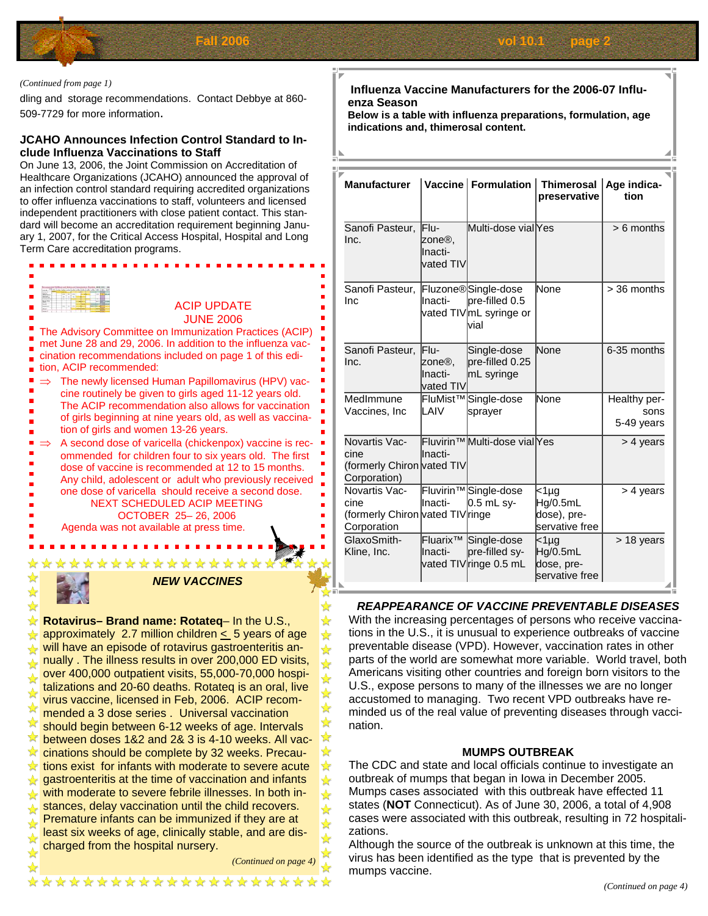*(Continued from page 1)*

dling and storage recommendations. Contact Debbye at 860-509-7729 for more information.

### JCAHO Announces Infection Control Standard to Include Influenza Vaccinations to Staff

On June 13, 2006, the Joint Commission on Accreditation of Healthcare Organizations (JCAHO) announced the approval of an infection control standard requiring accredited organizations to offer influenza vaccinations to staff, volunteers and licensed independent practitioners with close patient contact. This standard will become an accreditation requirement beginning January 1, 2007, for the Critical Access Hospital, Hospital and Long Term Care accreditation programs.

### ACIP UPDATE JUNE 2006

The Advisory Committee on Immunization Practices (ACIP) met June 28 and 29, 2006. In addition to the influenza vaccination recommendations included on page 1 of this edition, ACIP recommended:

- ⇒ The newly licensed Human Papillomavirus (HPV) vaccine routinely be given to girls aged 11-12 years old. The ACIP recommendation also allows for vaccination of girls beginning at nine years old, as well as vaccination of girls and women 13-26 years.
- ⇒ A second dose of varicella (chickenpox) vaccine is recommended for children four to six years old. The first dose of vaccine is recommended at 12 to 15 months. Any child, adolescent or adult who previously received one dose of varicella should receive a second dose.

NEXT SCHEDULED ACIP MEETING
OCTOBER 25– 26, 2006
Agenda was not available at press time.

### *NEW VACCINES*

**Rotavirus– Brand name: Rotateq**– In the U.S., approximately 2.7 million children ≤ 5 years of age will have an episode of rotavirus gastroenteritis annually . The illness results in over 200,000 ED visits, over 400,000 outpatient visits, 55,000-70,000 hospitalizations and 20-60 deaths. Rotateq is an oral, live virus vaccine, licensed in Feb, 2006. ACIP recommended a 3 dose series . Universal vaccination should begin between 6-12 weeks of age. Intervals between doses 1&2 and 2& 3 is 4-10 weeks. All vaccinations should be complete by 32 weeks. Precautions exist for infants with moderate to severe acute gastroenteritis at the time of vaccination and infants with moderate to severe febrile illnesses. In both instances, delay vaccination until the child recovers. Premature infants can be immunized if they are at least six weeks of age, clinically stable, and are discharged from the hospital nursery.

*(Continued on page 4)*

### Influenza Vaccine Manufacturers for the 2006-07 Influenza Season

**Below is a table with influenza preparations, formulation, age indications and, thimerosal content.**

| Manufacturer | Vaccine | Formulation | Thimerosal preservative | Age indication |
|---|---|---|---|---|
| Sanofi Pasteur, Inc. | Flu-zone®, Inactivated TIV | Multi-dose vial | Yes | > 6 months |
| Sanofi Pasteur, Inc | Fluzone® Inactivated TIV | Single-dose pre-filled 0.5 mL syringe or vial | None | > 36 months |
| Sanofi Pasteur, Inc. | Flu-zone®, Inactivated TIV | Single-dose pre-filled 0.25 mL syringe | None | 6-35 months |
| MedImmune Vaccines, Inc | FluMist™ LAIV | Single-dose sprayer | None | Healthy persons 5-49 years |
| Novartis Vaccine (formerly Chiron Corporation) | Fluvirin™ Inactivated TIV | Multi-dose vial | Yes | > 4 years |
| Novartis Vaccine (formerly Chiron Corporation | Fluvirin™ Inactivated TIV | Single-dose 0.5 mL syringe | <1µg Hg/0.5mL dose), preservative free | > 4 years |
| GlaxoSmith-Kline, Inc. | Fluarix™ Inactivated TIV | Single-dose pre-filled syringe 0.5 mL | <1µg Hg/0.5mL dose, preservative free | > 18 years |

### *REAPPEARANCE OF VACCINE PREVENTABLE DISEASES*

With the increasing percentages of persons who receive vaccinations in the U.S., it is unusual to experience outbreaks of vaccine preventable disease (VPD). However, vaccination rates in other parts of the world are somewhat more variable. World travel, both Americans visiting other countries and foreign born visitors to the U.S., expose persons to many of the illnesses we are no longer accustomed to managing. Two recent VPD outbreaks have reminded us of the real value of preventing diseases through vaccination.

### MUMPS OUTBREAK

The CDC and state and local officials continue to investigate an outbreak of mumps that began in Iowa in December 2005. Mumps cases associated with this outbreak have effected 11 states (**NOT** Connecticut). As of June 30, 2006, a total of 4,908 cases were associated with this outbreak, resulting in 72 hospitalizations.

Although the source of the outbreak is unknown at this time, the virus has been identified as the type that is prevented by the mumps vaccine.

*(Continued on page 4)*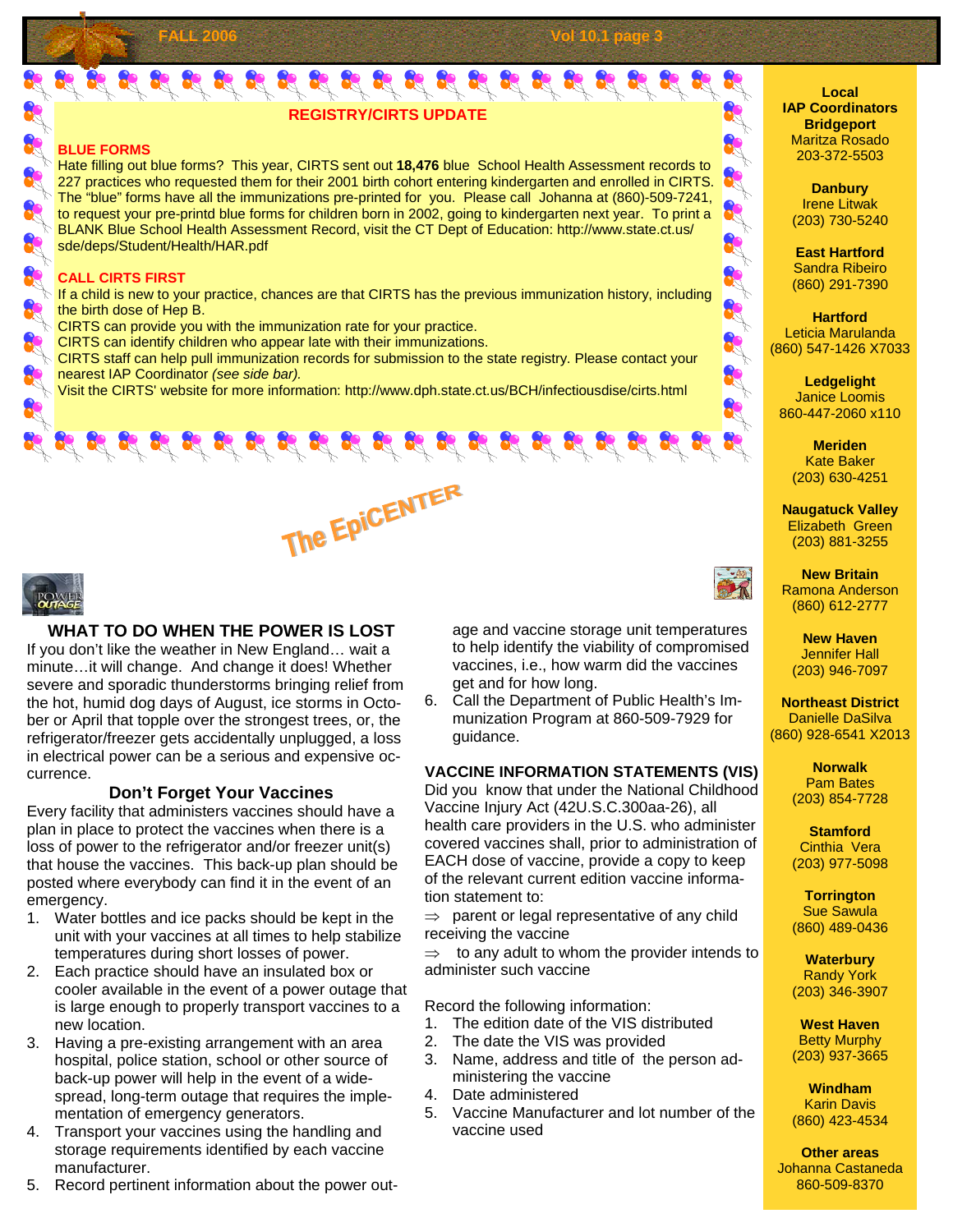## REGISTRY/CIRTS UPDATE

### BLUE FORMS

Hate filling out blue forms? This year, CIRTS sent out **18,476** blue School Health Assessment records to 227 practices who requested them for their 2001 birth cohort entering kindergarten and enrolled in CIRTS. The "blue" forms have all the immunizations pre-printed for you. Please call Johanna at (860)-509-7241, to request your pre-printd blue forms for children born in 2002, going to kindergarten next year. To print a BLANK Blue School Health Assessment Record, visit the CT Dept of Education: http://www.state.ct.us/sde/deps/Student/Health/HAR.pdf

### CALL CIRTS FIRST

If a child is new to your practice, chances are that CIRTS has the previous immunization history, including the birth dose of Hep B.

CIRTS can provide you with the immunization rate for your practice.

CIRTS can identify children who appear late with their immunizations.

CIRTS staff can help pull immunization records for submission to the state registry. Please contact your nearest IAP Coordinator *(see side bar).*

Visit the CIRTS' website for more information: http://www.dph.state.ct.us/BCH/infectiousdise/cirts.html

## The EpiCENTER

### WHAT TO DO WHEN THE POWER IS LOST

If you don't like the weather in New England… wait a minute…it will change. And change it does! Whether severe and sporadic thunderstorms bringing relief from the hot, humid dog days of August, ice storms in October or April that topple over the strongest trees, or, the refrigerator/freezer gets accidentally unplugged, a loss in electrical power can be a serious and expensive occurrence.

#### Don't Forget Your Vaccines

Every facility that administers vaccines should have a plan in place to protect the vaccines when there is a loss of power to the refrigerator and/or freezer unit(s) that house the vaccines. This back-up plan should be posted where everybody can find it in the event of an emergency.

1. Water bottles and ice packs should be kept in the unit with your vaccines at all times to help stabilize temperatures during short losses of power.
2. Each practice should have an insulated box or cooler available in the event of a power outage that is large enough to properly transport vaccines to a new location.
3. Having a pre-existing arrangement with an area hospital, police station, school or other source of back-up power will help in the event of a widespread, long-term outage that requires the implementation of emergency generators.
4. Transport your vaccines using the handling and storage requirements identified by each vaccine manufacturer.
5. Record pertinent information about the power outage and vaccine storage unit temperatures to help identify the viability of compromised vaccines, i.e., how warm did the vaccines get and for how long.
6. Call the Department of Public Health's Immunization Program at 860-509-7929 for guidance.

### VACCINE INFORMATION STATEMENTS (VIS)

Did you know that under the National Childhood Vaccine Injury Act (42U.S.C.300aa-26), all health care providers in the U.S. who administer covered vaccines shall, prior to administration of EACH dose of vaccine, provide a copy to keep of the relevant current edition vaccine information statement to:

⇒ parent or legal representative of any child receiving the vaccine

⇒ to any adult to whom the provider intends to administer such vaccine

Record the following information:

1. The edition date of the VIS distributed
2. The date the VIS was provided
3. Name, address and title of the person administering the vaccine
4. Date administered
5. Vaccine Manufacturer and lot number of the vaccine used

---

**Local IAP Coordinators**

**Bridgeport**
Maritza Rosado
203-372-5503

**Danbury**
Irene Litwak
(203) 730-5240

**East Hartford**
Sandra Ribeiro
(860) 291-7390

**Hartford**
Leticia Marulanda
(860) 547-1426 X7033

**Ledgelight**
Janice Loomis
860-447-2060 x110

**Meriden**
Kate Baker
(203) 630-4251

**Naugatuck Valley**
Elizabeth Green
(203) 881-3255

**New Britain**
Ramona Anderson
(860) 612-2777

**New Haven**
Jennifer Hall
(203) 946-7097

**Northeast District**
Danielle DaSilva
(860) 928-6541 X2013

**Norwalk**
Pam Bates
(203) 854-7728

**Stamford**
Cinthia Vera
(203) 977-5098

**Torrington**
Sue Sawula
(860) 489-0436

**Waterbury**
Randy York
(203) 346-3907

**West Haven**
Betty Murphy
(203) 937-3665

**Windham**
Karin Davis
(860) 423-4534

**Other areas**
Johanna Castaneda
860-509-8370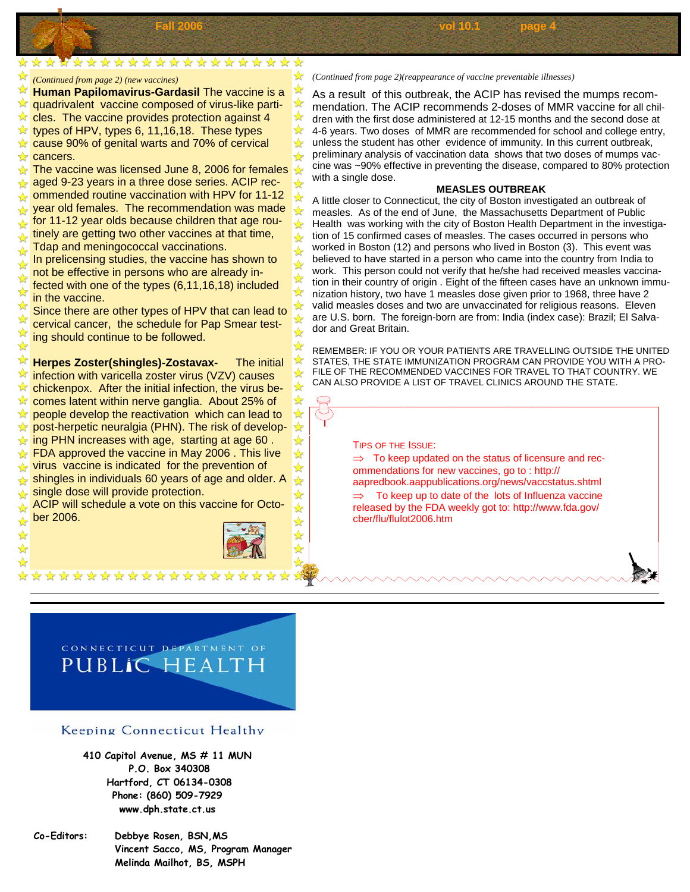*(Continued from page 2) (new vaccines)*

**Human Papilomavirus-Gardasil** The vaccine is a quadrivalent vaccine composed of virus-like particles. The vaccine provides protection against 4 types of HPV, types 6, 11,16,18. These types cause 90% of genital warts and 70% of cervical cancers.

The vaccine was licensed June 8, 2006 for females aged 9-23 years in a three dose series. ACIP recommended routine vaccination with HPV for 11-12 year old females. The recommendation was made for 11-12 year olds because children that age routinely are getting two other vaccines at that time, Tdap and meningococcal vaccinations.

In prelicensing studies, the vaccine has shown to not be effective in persons who are already infected with one of the types (6,11,16,18) included in the vaccine.

Since there are other types of HPV that can lead to cervical cancer, the schedule for Pap Smear testing should continue to be followed.

**Herpes Zoster(shingles)-Zostavax-** The initial infection with varicella zoster virus (VZV) causes chickenpox. After the initial infection, the virus becomes latent within nerve ganglia. About 25% of people develop the reactivation which can lead to post-herpetic neuralgia (PHN). The risk of developing PHN increases with age, starting at age 60 . FDA approved the vaccine in May 2006 . This live virus vaccine is indicated for the prevention of shingles in individuals 60 years of age and older. A single dose will provide protection.

ACIP will schedule a vote on this vaccine for October 2006.

*(Continued from page 2)(reappearance of vaccine preventable illnesses)*

As a result of this outbreak, the ACIP has revised the mumps recommendation. The ACIP recommends 2-doses of MMR vaccine for all children with the first dose administered at 12-15 months and the second dose at 4-6 years. Two doses of MMR are recommended for school and college entry, unless the student has other evidence of immunity. In this current outbreak, preliminary analysis of vaccination data shows that two doses of mumps vaccine was ~90% effective in preventing the disease, compared to 80% protection with a single dose.

**MEASLES OUTBREAK**

A little closer to Connecticut, the city of Boston investigated an outbreak of measles. As of the end of June, the Massachusetts Department of Public Health was working with the city of Boston Health Department in the investigation of 15 confirmed cases of measles. The cases occurred in persons who worked in Boston (12) and persons who lived in Boston (3). This event was believed to have started in a person who came into the country from India to work. This person could not verify that he/she had received measles vaccination in their country of origin . Eight of the fifteen cases have an unknown immunization history, two have 1 measles dose given prior to 1968, three have 2 valid measles doses and two are unvaccinated for religious reasons. Eleven are U.S. born. The foreign-born are from: India (index case): Brazil; El Salvador and Great Britain.

REMEMBER: IF YOU OR YOUR PATIENTS ARE TRAVELLING OUTSIDE THE UNITED STATES, THE STATE IMMUNIZATION PROGRAM CAN PROVIDE YOU WITH A PROFILE OF THE RECOMMENDED VACCINES FOR TRAVEL TO THAT COUNTRY. WE CAN ALSO PROVIDE A LIST OF TRAVEL CLINICS AROUND THE STATE.

TIPS OF THE ISSUE:

⇒ To keep updated on the status of licensure and recommendations for new vaccines, go to : http://aapredbook.aappublications.org/news/vaccstatus.shtml

⇒ To keep up to date of the lots of Influenza vaccine released by the FDA weekly got to: http://www.fda.gov/cber/flu/flulot2006.htm

CONNECTICUT DEPARTMENT OF PUBLIC HEALTH

Keeping Connecticut Healthy

**410 Capitol Avenue, MS # 11 MUN**
**P.O. Box 340308**
**Hartford, CT 06134-0308**
**Phone: (860) 509-7929**
**www.dph.state.ct.us**

**Co-Editors:** **Debbye Rosen, BSN,MS**
**Vincent Sacco, MS, Program Manager**
**Melinda Mailhot, BS, MSPH**